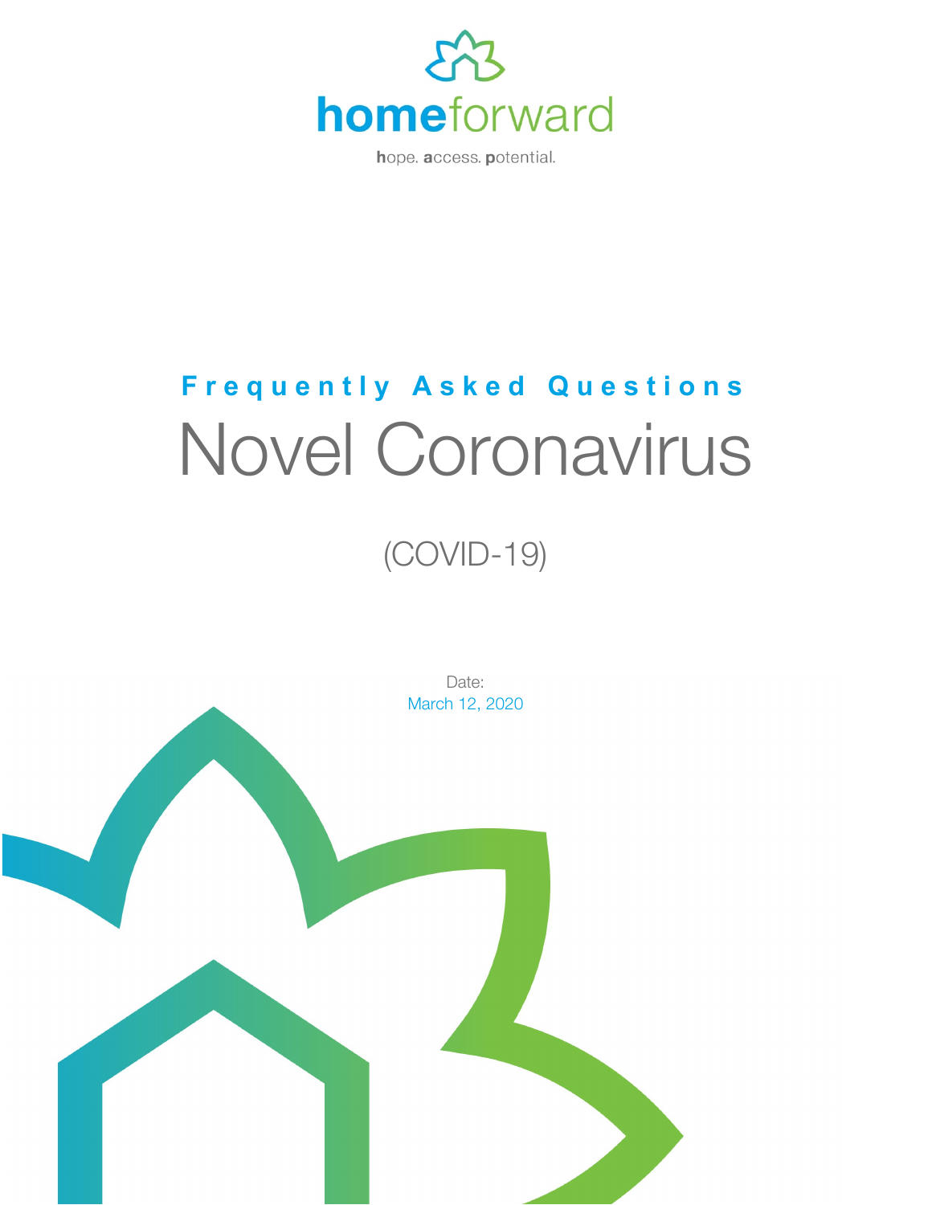homeforward

hope. access. potential.

**Frequently Asked Questions**

# Novel Coronavirus

(COVID-19)

Date:

March 12, 2020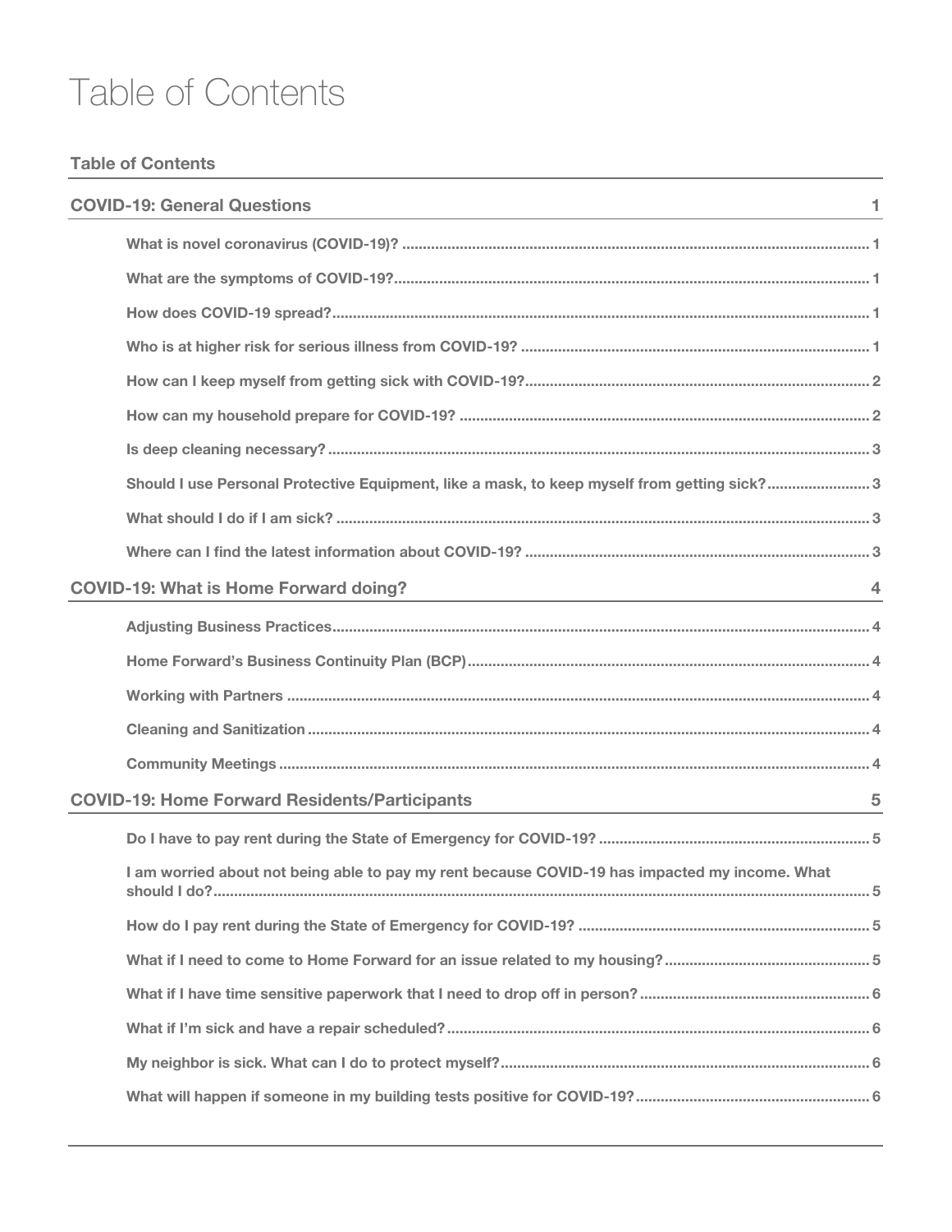# Table of Contents

**Table of Contents**

**COVID-19: General Questions** 1

- What is novel coronavirus (COVID-19)? 1
- What are the symptoms of COVID-19? 1
- How does COVID-19 spread? 1
- Who is at higher risk for serious illness from COVID-19? 1
- How can I keep myself from getting sick with COVID-19? 2
- How can my household prepare for COVID-19? 2
- Is deep cleaning necessary? 3
- Should I use Personal Protective Equipment, like a mask, to keep myself from getting sick? 3
- What should I do if I am sick? 3
- Where can I find the latest information about COVID-19? 3

**COVID-19: What is Home Forward doing?** 4

- Adjusting Business Practices 4
- Home Forward's Business Continuity Plan (BCP) 4
- Working with Partners 4
- Cleaning and Sanitization 4
- Community Meetings 4

**COVID-19: Home Forward Residents/Participants** 5

- Do I have to pay rent during the State of Emergency for COVID-19? 5
- I am worried about not being able to pay my rent because COVID-19 has impacted my income. What should I do? 5
- How do I pay rent during the State of Emergency for COVID-19? 5
- What if I need to come to Home Forward for an issue related to my housing? 5
- What if I have time sensitive paperwork that I need to drop off in person? 6
- What if I'm sick and have a repair scheduled? 6
- My neighbor is sick. What can I do to protect myself? 6
- What will happen if someone in my building tests positive for COVID-19? 6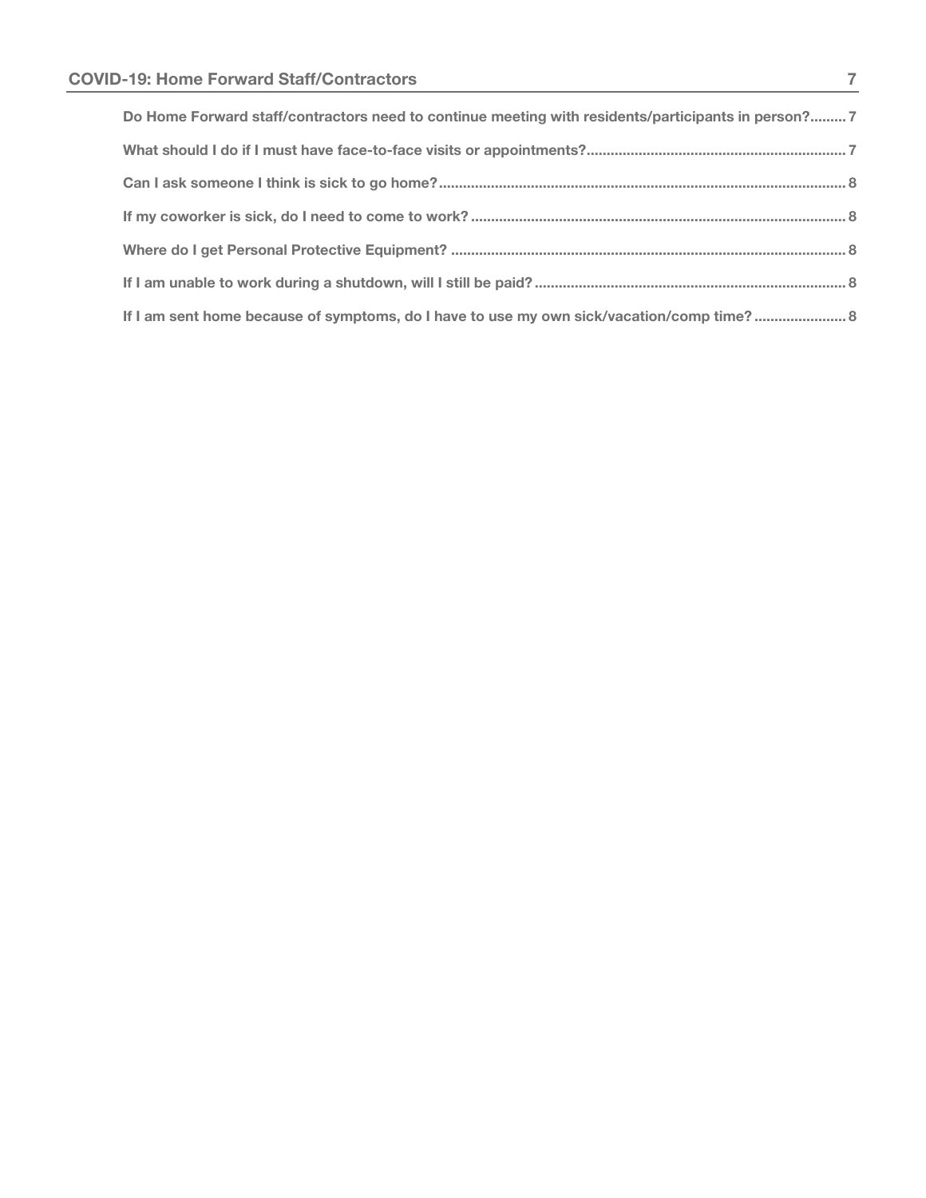**COVID-19: Home Forward Staff/Contractors** 7

- Do Home Forward staff/contractors need to continue meeting with residents/participants in person? 7
- What should I do if I must have face-to-face visits or appointments? 7
- Can I ask someone I think is sick to go home? 8
- If my coworker is sick, do I need to come to work? 8
- Where do I get Personal Protective Equipment? 8
- If I am unable to work during a shutdown, will I still be paid? 8
- If I am sent home because of symptoms, do I have to use my own sick/vacation/comp time? 8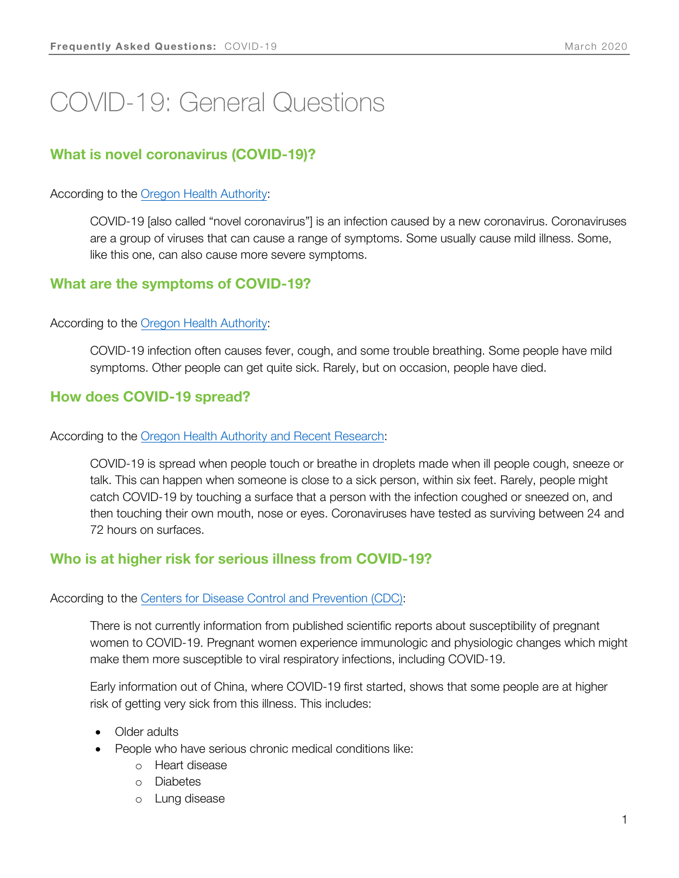# COVID-19: General Questions

## What is novel coronavirus (COVID-19)?

According to the [Oregon Health Authority]:

> COVID-19 [also called "novel coronavirus"] is an infection caused by a new coronavirus. Coronaviruses are a group of viruses that can cause a range of symptoms. Some usually cause mild illness. Some, like this one, can also cause more severe symptoms.

## What are the symptoms of COVID-19?

According to the [Oregon Health Authority]:

> COVID-19 infection often causes fever, cough, and some trouble breathing. Some people have mild symptoms. Other people can get quite sick. Rarely, but on occasion, people have died.

## How does COVID-19 spread?

According to the [Oregon Health Authority and Recent Research]:

> COVID-19 is spread when people touch or breathe in droplets made when ill people cough, sneeze or talk. This can happen when someone is close to a sick person, within six feet. Rarely, people might catch COVID-19 by touching a surface that a person with the infection coughed or sneezed on, and then touching their own mouth, nose or eyes. Coronaviruses have tested as surviving between 24 and 72 hours on surfaces.

## Who is at higher risk for serious illness from COVID-19?

According to the [Centers for Disease Control and Prevention (CDC)]:

> There is not currently information from published scientific reports about susceptibility of pregnant women to COVID-19. Pregnant women experience immunologic and physiologic changes which might make them more susceptible to viral respiratory infections, including COVID-19.
>
> Early information out of China, where COVID-19 first started, shows that some people are at higher risk of getting very sick from this illness. This includes:
>
> - Older adults
> - People who have serious chronic medical conditions like:
>   - Heart disease
>   - Diabetes
>   - Lung disease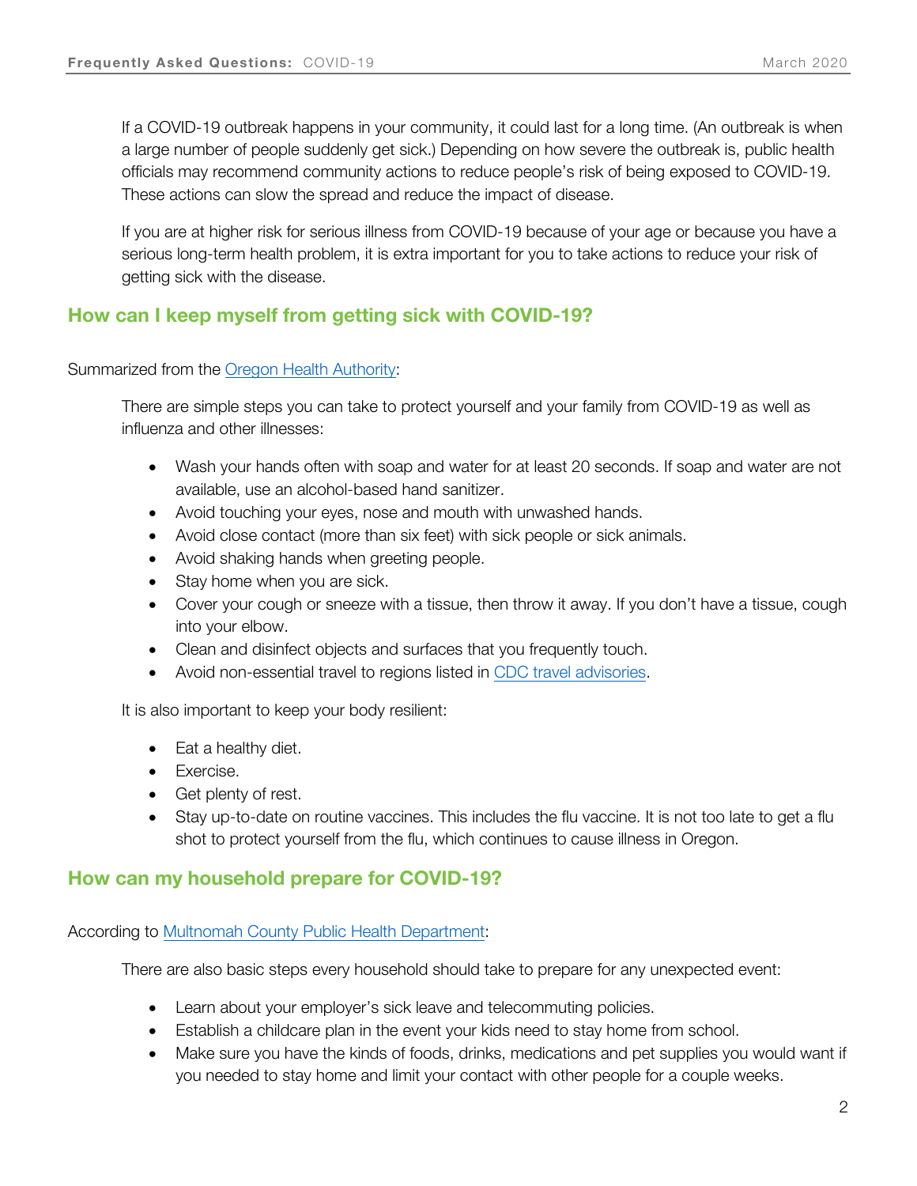If a COVID-19 outbreak happens in your community, it could last for a long time. (An outbreak is when a large number of people suddenly get sick.) Depending on how severe the outbreak is, public health officials may recommend community actions to reduce people's risk of being exposed to COVID-19. These actions can slow the spread and reduce the impact of disease.

If you are at higher risk for serious illness from COVID-19 because of your age or because you have a serious long-term health problem, it is extra important for you to take actions to reduce your risk of getting sick with the disease.

## How can I keep myself from getting sick with COVID-19?

Summarized from the Oregon Health Authority:

There are simple steps you can take to protect yourself and your family from COVID-19 as well as influenza and other illnesses:

- Wash your hands often with soap and water for at least 20 seconds. If soap and water are not available, use an alcohol-based hand sanitizer.
- Avoid touching your eyes, nose and mouth with unwashed hands.
- Avoid close contact (more than six feet) with sick people or sick animals.
- Avoid shaking hands when greeting people.
- Stay home when you are sick.
- Cover your cough or sneeze with a tissue, then throw it away. If you don't have a tissue, cough into your elbow.
- Clean and disinfect objects and surfaces that you frequently touch.
- Avoid non-essential travel to regions listed in CDC travel advisories.

It is also important to keep your body resilient:

- Eat a healthy diet.
- Exercise.
- Get plenty of rest.
- Stay up-to-date on routine vaccines. This includes the flu vaccine. It is not too late to get a flu shot to protect yourself from the flu, which continues to cause illness in Oregon.

## How can my household prepare for COVID-19?

According to Multnomah County Public Health Department:

There are also basic steps every household should take to prepare for any unexpected event:

- Learn about your employer's sick leave and telecommuting policies.
- Establish a childcare plan in the event your kids need to stay home from school.
- Make sure you have the kinds of foods, drinks, medications and pet supplies you would want if you needed to stay home and limit your contact with other people for a couple weeks.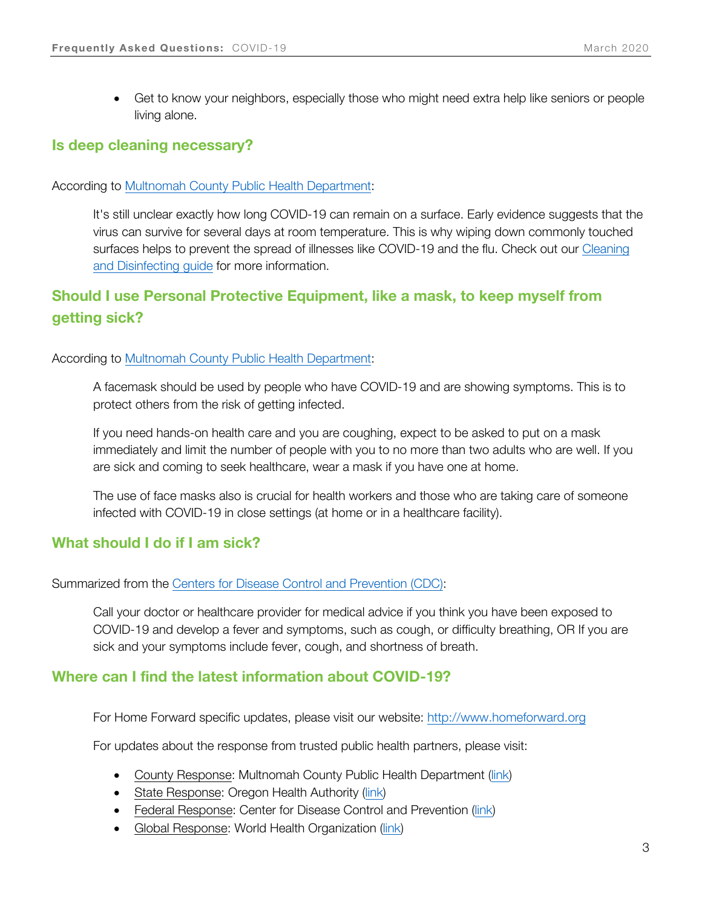- Get to know your neighbors, especially those who might need extra help like seniors or people living alone.

## Is deep cleaning necessary?

According to [Multnomah County Public Health Department](#):

> It's still unclear exactly how long COVID-19 can remain on a surface. Early evidence suggests that the virus can survive for several days at room temperature. This is why wiping down commonly touched surfaces helps to prevent the spread of illnesses like COVID-19 and the flu. Check out our [Cleaning and Disinfecting guide](#) for more information.

## Should I use Personal Protective Equipment, like a mask, to keep myself from getting sick?

According to [Multnomah County Public Health Department](#):

> A facemask should be used by people who have COVID-19 and are showing symptoms. This is to protect others from the risk of getting infected.
>
> If you need hands-on health care and you are coughing, expect to be asked to put on a mask immediately and limit the number of people with you to no more than two adults who are well. If you are sick and coming to seek healthcare, wear a mask if you have one at home.
>
> The use of face masks also is crucial for health workers and those who are taking care of someone infected with COVID-19 in close settings (at home or in a healthcare facility).

## What should I do if I am sick?

Summarized from the [Centers for Disease Control and Prevention (CDC)](#):

> Call your doctor or healthcare provider for medical advice if you think you have been exposed to COVID-19 and develop a fever and symptoms, such as cough, or difficulty breathing, OR If you are sick and your symptoms include fever, cough, and shortness of breath.

## Where can I find the latest information about COVID-19?

For Home Forward specific updates, please visit our website: http://www.homeforward.org

For updates about the response from trusted public health partners, please visit:

- County Response: Multnomah County Public Health Department ([link](#))
- State Response: Oregon Health Authority ([link](#))
- Federal Response: Center for Disease Control and Prevention ([link](#))
- Global Response: World Health Organization ([link](#))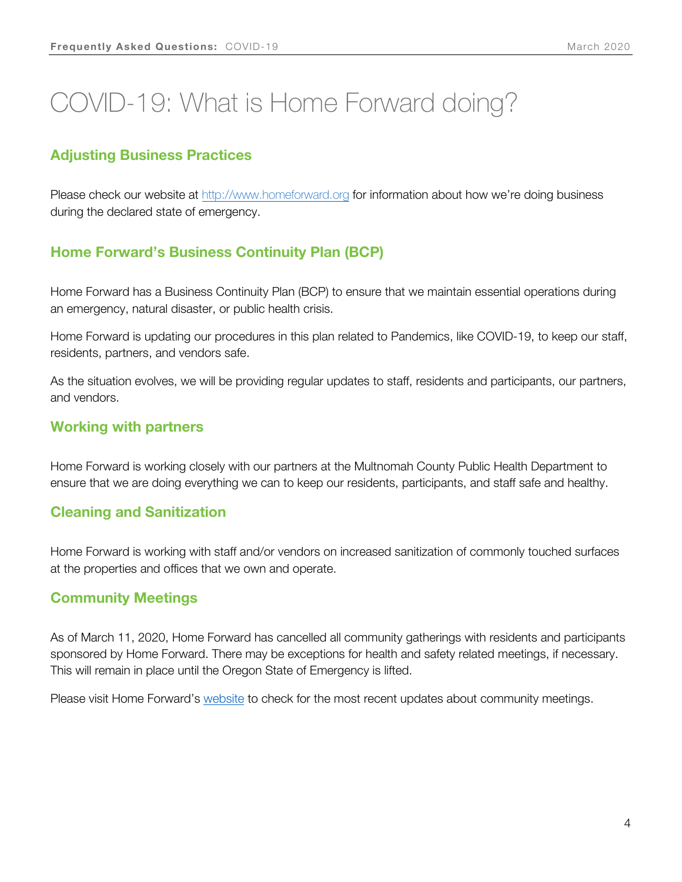# COVID-19: What is Home Forward doing?

## Adjusting Business Practices

Please check our website at [http://www.homeforward.org](http://www.homeforward.org) for information about how we're doing business during the declared state of emergency.

## Home Forward's Business Continuity Plan (BCP)

Home Forward has a Business Continuity Plan (BCP) to ensure that we maintain essential operations during an emergency, natural disaster, or public health crisis.

Home Forward is updating our procedures in this plan related to Pandemics, like COVID-19, to keep our staff, residents, partners, and vendors safe.

As the situation evolves, we will be providing regular updates to staff, residents and participants, our partners, and vendors.

## Working with partners

Home Forward is working closely with our partners at the Multnomah County Public Health Department to ensure that we are doing everything we can to keep our residents, participants, and staff safe and healthy.

## Cleaning and Sanitization

Home Forward is working with staff and/or vendors on increased sanitization of commonly touched surfaces at the properties and offices that we own and operate.

## Community Meetings

As of March 11, 2020, Home Forward has cancelled all community gatherings with residents and participants sponsored by Home Forward. There may be exceptions for health and safety related meetings, if necessary. This will remain in place until the Oregon State of Emergency is lifted.

Please visit Home Forward's website to check for the most recent updates about community meetings.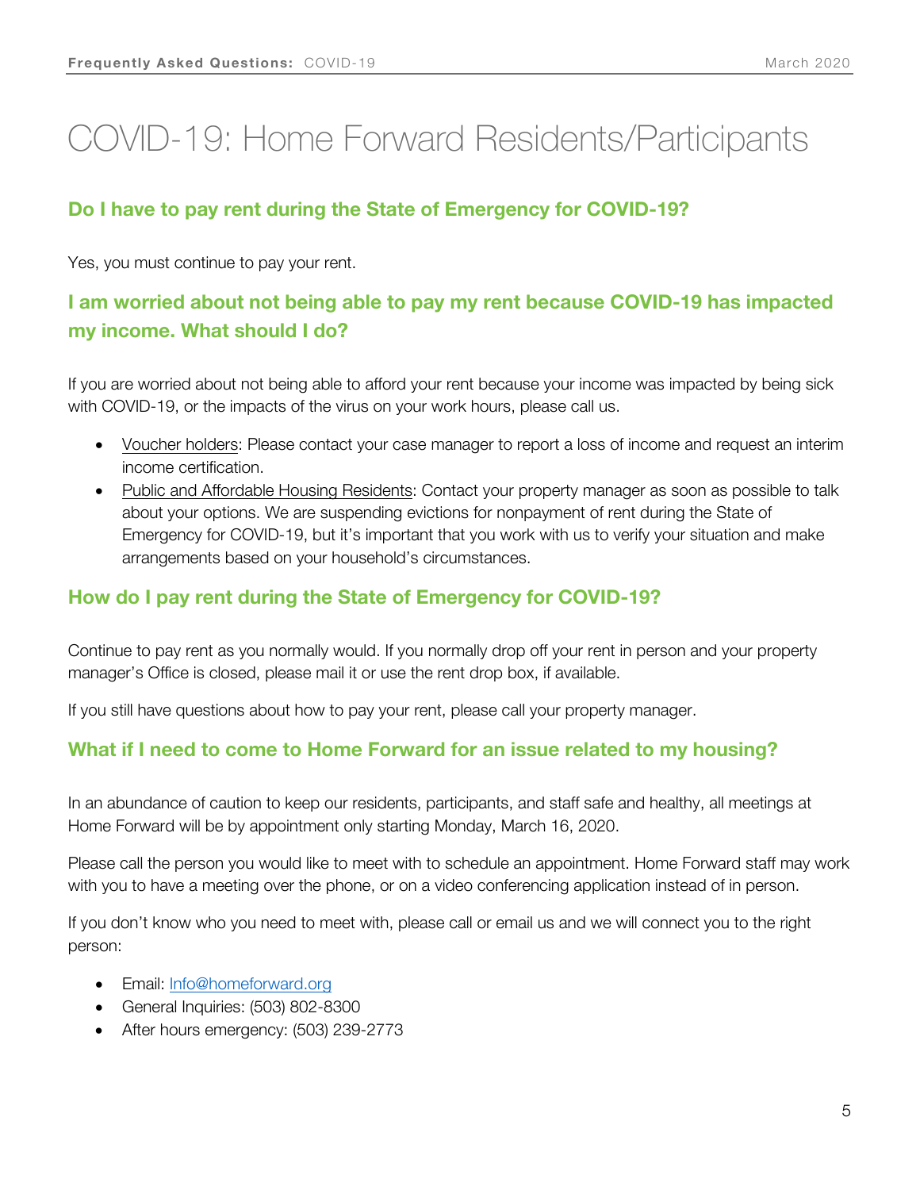# COVID-19: Home Forward Residents/Participants

## Do I have to pay rent during the State of Emergency for COVID-19?

Yes, you must continue to pay your rent.

## I am worried about not being able to pay my rent because COVID-19 has impacted my income. What should I do?

If you are worried about not being able to afford your rent because your income was impacted by being sick with COVID-19, or the impacts of the virus on your work hours, please call us.

- Voucher holders: Please contact your case manager to report a loss of income and request an interim income certification.
- Public and Affordable Housing Residents: Contact your property manager as soon as possible to talk about your options. We are suspending evictions for nonpayment of rent during the State of Emergency for COVID-19, but it's important that you work with us to verify your situation and make arrangements based on your household's circumstances.

## How do I pay rent during the State of Emergency for COVID-19?

Continue to pay rent as you normally would. If you normally drop off your rent in person and your property manager's Office is closed, please mail it or use the rent drop box, if available.

If you still have questions about how to pay your rent, please call your property manager.

## What if I need to come to Home Forward for an issue related to my housing?

In an abundance of caution to keep our residents, participants, and staff safe and healthy, all meetings at Home Forward will be by appointment only starting Monday, March 16, 2020.

Please call the person you would like to meet with to schedule an appointment. Home Forward staff may work with you to have a meeting over the phone, or on a video conferencing application instead of in person.

If you don't know who you need to meet with, please call or email us and we will connect you to the right person:

- Email: Info@homeforward.org
- General Inquiries: (503) 802-8300
- After hours emergency: (503) 239-2773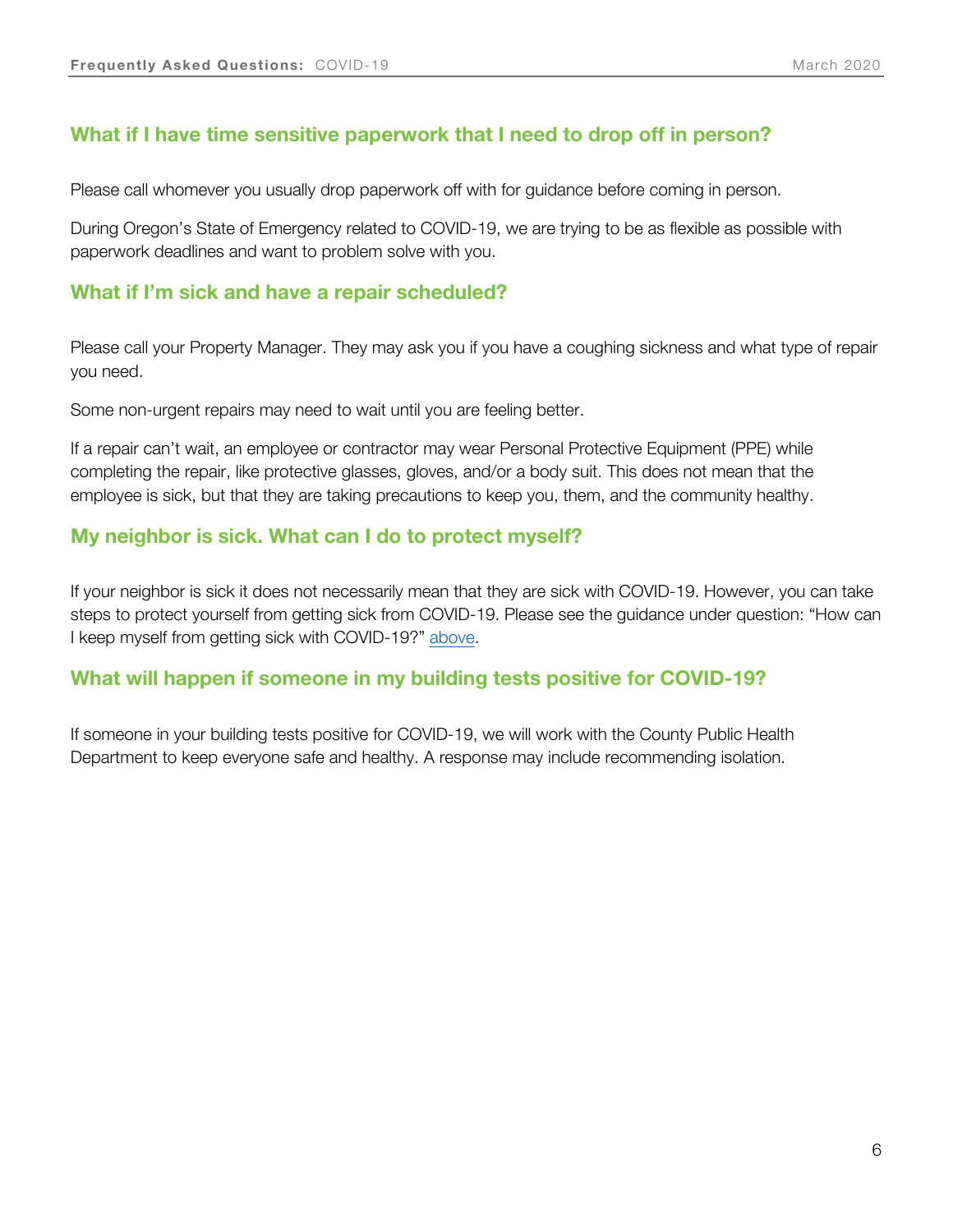## What if I have time sensitive paperwork that I need to drop off in person?

Please call whomever you usually drop paperwork off with for guidance before coming in person.

During Oregon's State of Emergency related to COVID-19, we are trying to be as flexible as possible with paperwork deadlines and want to problem solve with you.

## What if I'm sick and have a repair scheduled?

Please call your Property Manager. They may ask you if you have a coughing sickness and what type of repair you need.

Some non-urgent repairs may need to wait until you are feeling better.

If a repair can't wait, an employee or contractor may wear Personal Protective Equipment (PPE) while completing the repair, like protective glasses, gloves, and/or a body suit. This does not mean that the employee is sick, but that they are taking precautions to keep you, them, and the community healthy.

## My neighbor is sick. What can I do to protect myself?

If your neighbor is sick it does not necessarily mean that they are sick with COVID-19. However, you can take steps to protect yourself from getting sick from COVID-19. Please see the guidance under question: "How can I keep myself from getting sick with COVID-19?" above.

## What will happen if someone in my building tests positive for COVID-19?

If someone in your building tests positive for COVID-19, we will work with the County Public Health Department to keep everyone safe and healthy. A response may include recommending isolation.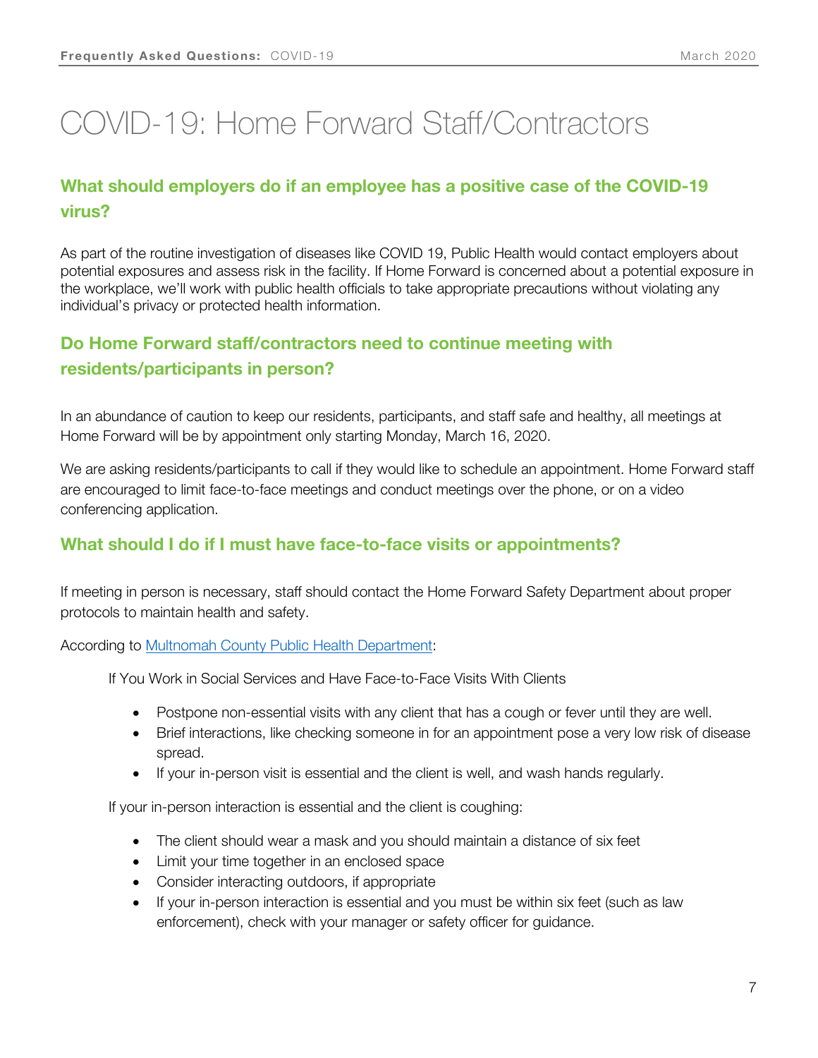# COVID-19: Home Forward Staff/Contractors

## What should employers do if an employee has a positive case of the COVID-19 virus?

As part of the routine investigation of diseases like COVID 19, Public Health would contact employers about potential exposures and assess risk in the facility. If Home Forward is concerned about a potential exposure in the workplace, we'll work with public health officials to take appropriate precautions without violating any individual's privacy or protected health information.

## Do Home Forward staff/contractors need to continue meeting with residents/participants in person?

In an abundance of caution to keep our residents, participants, and staff safe and healthy, all meetings at Home Forward will be by appointment only starting Monday, March 16, 2020.

We are asking residents/participants to call if they would like to schedule an appointment. Home Forward staff are encouraged to limit face-to-face meetings and conduct meetings over the phone, or on a video conferencing application.

## What should I do if I must have face-to-face visits or appointments?

If meeting in person is necessary, staff should contact the Home Forward Safety Department about proper protocols to maintain health and safety.

According to [Multnomah County Public Health Department]:

> If You Work in Social Services and Have Face-to-Face Visits With Clients
>
> - Postpone non-essential visits with any client that has a cough or fever until they are well.
> - Brief interactions, like checking someone in for an appointment pose a very low risk of disease spread.
> - If your in-person visit is essential and the client is well, and wash hands regularly.
>
> If your in-person interaction is essential and the client is coughing:
>
> - The client should wear a mask and you should maintain a distance of six feet
> - Limit your time together in an enclosed space
> - Consider interacting outdoors, if appropriate
> - If your in-person interaction is essential and you must be within six feet (such as law enforcement), check with your manager or safety officer for guidance.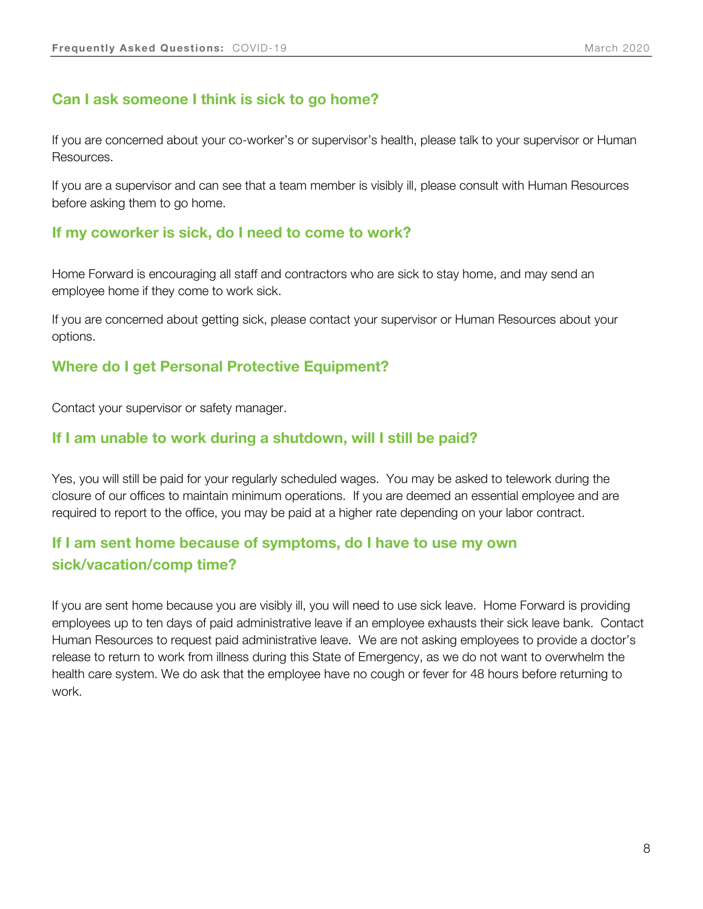### Can I ask someone I think is sick to go home?

If you are concerned about your co-worker's or supervisor's health, please talk to your supervisor or Human Resources.

If you are a supervisor and can see that a team member is visibly ill, please consult with Human Resources before asking them to go home.

### If my coworker is sick, do I need to come to work?

Home Forward is encouraging all staff and contractors who are sick to stay home, and may send an employee home if they come to work sick.

If you are concerned about getting sick, please contact your supervisor or Human Resources about your options.

### Where do I get Personal Protective Equipment?

Contact your supervisor or safety manager.

### If I am unable to work during a shutdown, will I still be paid?

Yes, you will still be paid for your regularly scheduled wages. You may be asked to telework during the closure of our offices to maintain minimum operations. If you are deemed an essential employee and are required to report to the office, you may be paid at a higher rate depending on your labor contract.

### If I am sent home because of symptoms, do I have to use my own sick/vacation/comp time?

If you are sent home because you are visibly ill, you will need to use sick leave. Home Forward is providing employees up to ten days of paid administrative leave if an employee exhausts their sick leave bank. Contact Human Resources to request paid administrative leave. We are not asking employees to provide a doctor's release to return to work from illness during this State of Emergency, as we do not want to overwhelm the health care system. We do ask that the employee have no cough or fever for 48 hours before returning to work.